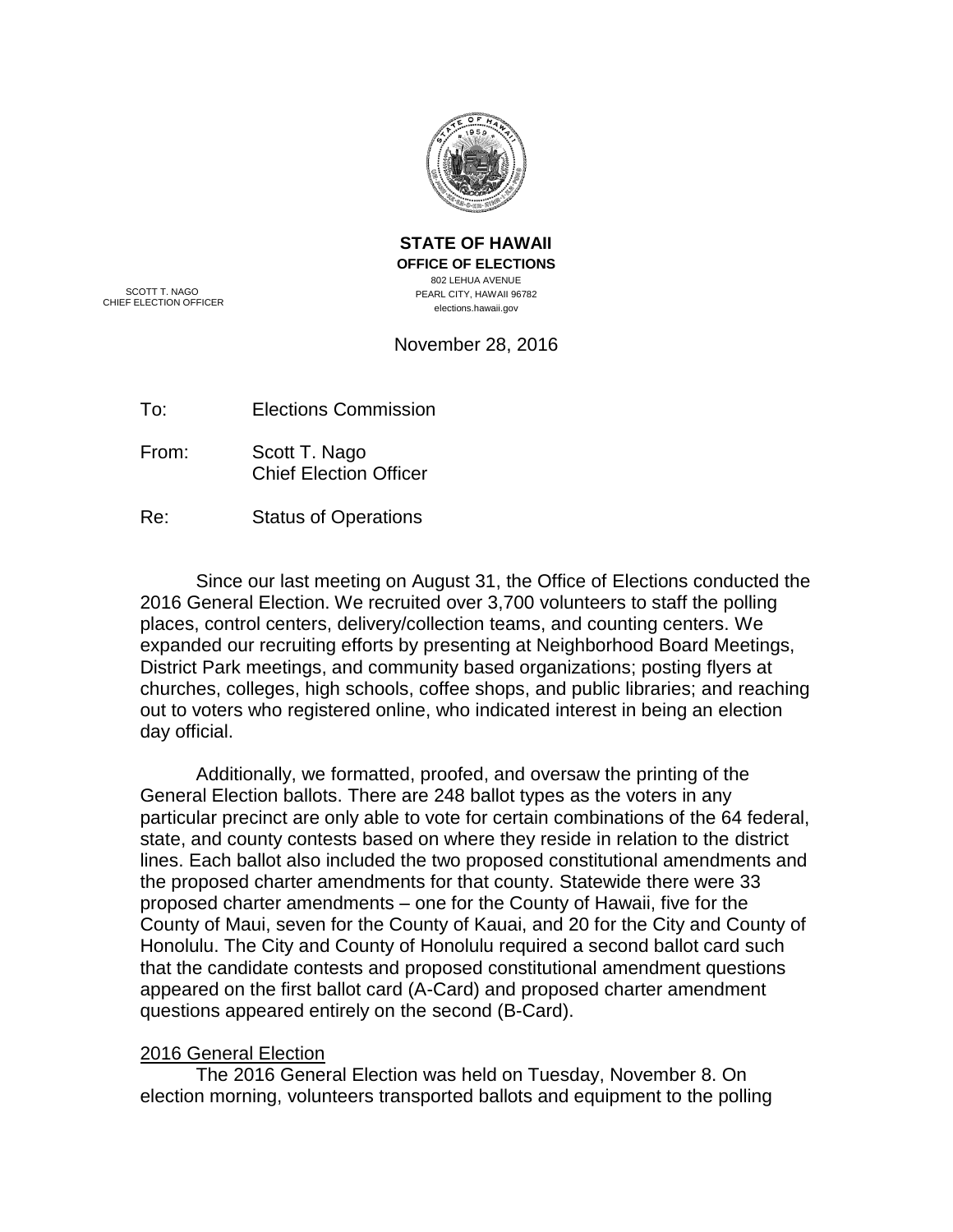**STATE OF HAWAII**
**OFFICE OF ELECTIONS**
802 LEHUA AVENUE
PEARL CITY, HAWAII 96782
elections.hawaii.gov

SCOTT T. NAGO
CHIEF ELECTION OFFICER

November 28, 2016

To: Elections Commission

From: Scott T. Nago
Chief Election Officer

Re: Status of Operations

Since our last meeting on August 31, the Office of Elections conducted the 2016 General Election. We recruited over 3,700 volunteers to staff the polling places, control centers, delivery/collection teams, and counting centers. We expanded our recruiting efforts by presenting at Neighborhood Board Meetings, District Park meetings, and community based organizations; posting flyers at churches, colleges, high schools, coffee shops, and public libraries; and reaching out to voters who registered online, who indicated interest in being an election day official.

Additionally, we formatted, proofed, and oversaw the printing of the General Election ballots. There are 248 ballot types as the voters in any particular precinct are only able to vote for certain combinations of the 64 federal, state, and county contests based on where they reside in relation to the district lines. Each ballot also included the two proposed constitutional amendments and the proposed charter amendments for that county. Statewide there were 33 proposed charter amendments – one for the County of Hawaii, five for the County of Maui, seven for the County of Kauai, and 20 for the City and County of Honolulu. The City and County of Honolulu required a second ballot card such that the candidate contests and proposed constitutional amendment questions appeared on the first ballot card (A-Card) and proposed charter amendment questions appeared entirely on the second (B-Card).

## 2016 General Election

The 2016 General Election was held on Tuesday, November 8. On election morning, volunteers transported ballots and equipment to the polling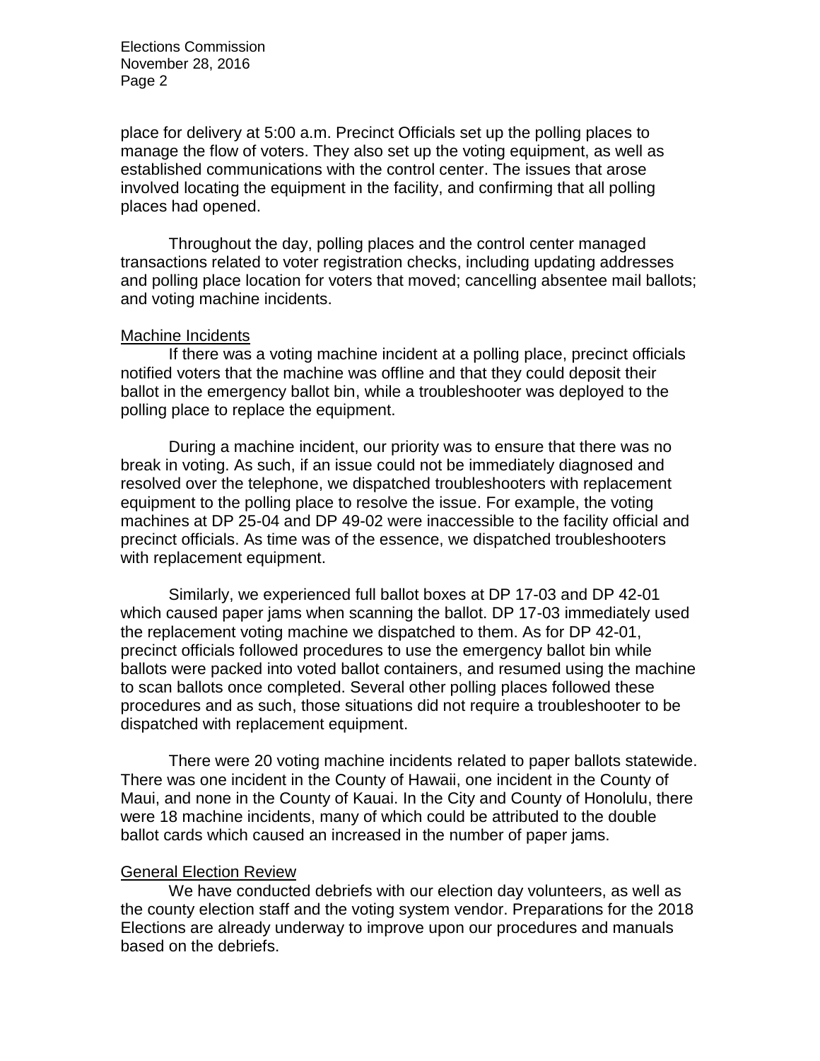place for delivery at 5:00 a.m. Precinct Officials set up the polling places to manage the flow of voters. They also set up the voting equipment, as well as established communications with the control center. The issues that arose involved locating the equipment in the facility, and confirming that all polling places had opened.

Throughout the day, polling places and the control center managed transactions related to voter registration checks, including updating addresses and polling place location for voters that moved; cancelling absentee mail ballots; and voting machine incidents.

Machine Incidents

If there was a voting machine incident at a polling place, precinct officials notified voters that the machine was offline and that they could deposit their ballot in the emergency ballot bin, while a troubleshooter was deployed to the polling place to replace the equipment.

During a machine incident, our priority was to ensure that there was no break in voting. As such, if an issue could not be immediately diagnosed and resolved over the telephone, we dispatched troubleshooters with replacement equipment to the polling place to resolve the issue. For example, the voting machines at DP 25-04 and DP 49-02 were inaccessible to the facility official and precinct officials. As time was of the essence, we dispatched troubleshooters with replacement equipment.

Similarly, we experienced full ballot boxes at DP 17-03 and DP 42-01 which caused paper jams when scanning the ballot. DP 17-03 immediately used the replacement voting machine we dispatched to them. As for DP 42-01, precinct officials followed procedures to use the emergency ballot bin while ballots were packed into voted ballot containers, and resumed using the machine to scan ballots once completed. Several other polling places followed these procedures and as such, those situations did not require a troubleshooter to be dispatched with replacement equipment.

There were 20 voting machine incidents related to paper ballots statewide. There was one incident in the County of Hawaii, one incident in the County of Maui, and none in the County of Kauai. In the City and County of Honolulu, there were 18 machine incidents, many of which could be attributed to the double ballot cards which caused an increased in the number of paper jams.

General Election Review

We have conducted debriefs with our election day volunteers, as well as the county election staff and the voting system vendor. Preparations for the 2018 Elections are already underway to improve upon our procedures and manuals based on the debriefs.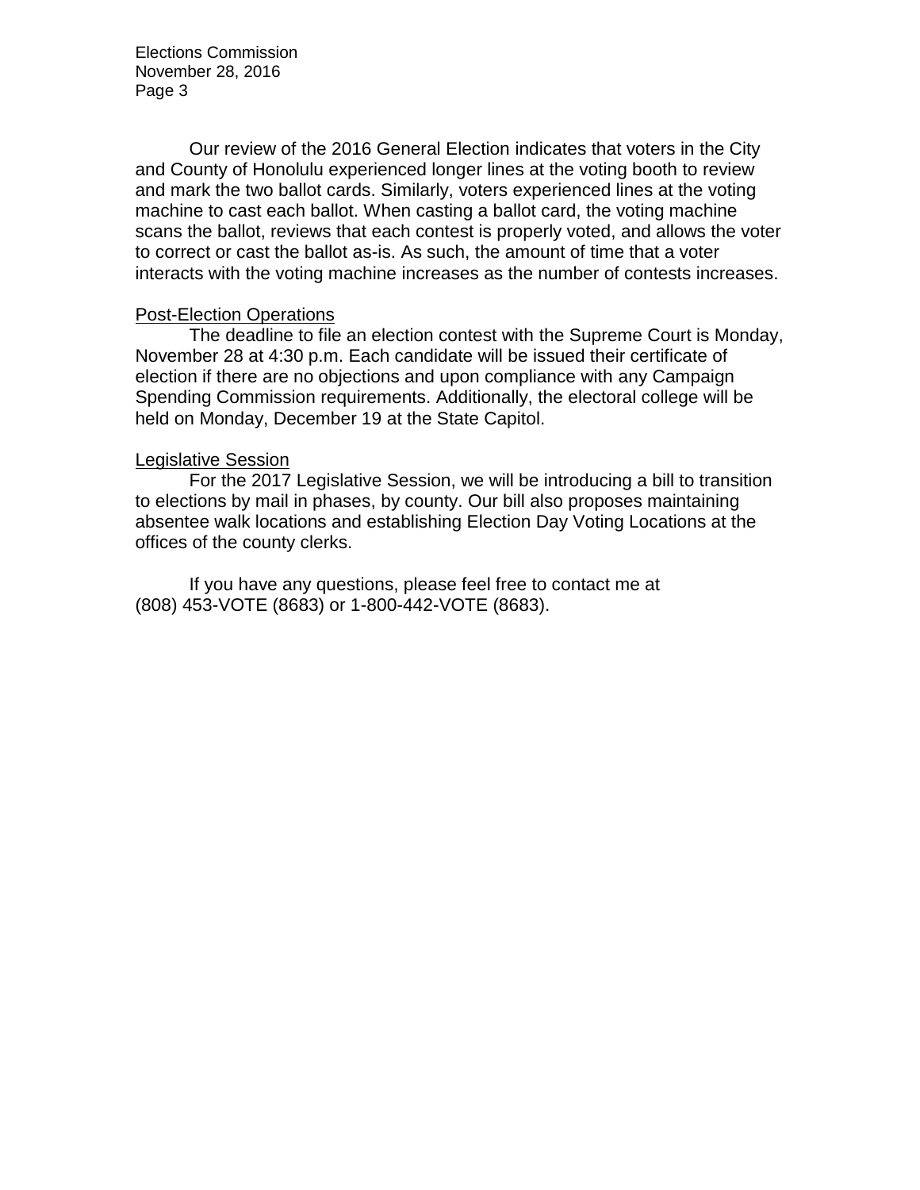Our review of the 2016 General Election indicates that voters in the City and County of Honolulu experienced longer lines at the voting booth to review and mark the two ballot cards. Similarly, voters experienced lines at the voting machine to cast each ballot. When casting a ballot card, the voting machine scans the ballot, reviews that each contest is properly voted, and allows the voter to correct or cast the ballot as-is. As such, the amount of time that a voter interacts with the voting machine increases as the number of contests increases.

Post-Election Operations

The deadline to file an election contest with the Supreme Court is Monday, November 28 at 4:30 p.m. Each candidate will be issued their certificate of election if there are no objections and upon compliance with any Campaign Spending Commission requirements. Additionally, the electoral college will be held on Monday, December 19 at the State Capitol.

Legislative Session

For the 2017 Legislative Session, we will be introducing a bill to transition to elections by mail in phases, by county. Our bill also proposes maintaining absentee walk locations and establishing Election Day Voting Locations at the offices of the county clerks.

If you have any questions, please feel free to contact me at (808) 453-VOTE (8683) or 1-800-442-VOTE (8683).